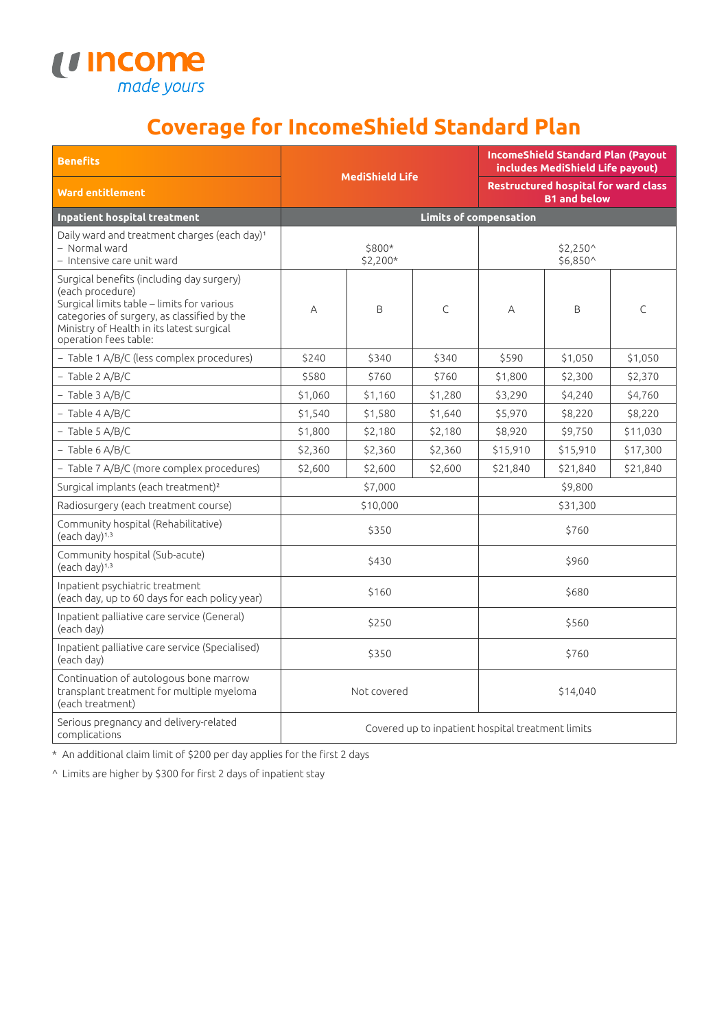income made yours

# Coverage for IncomeShield Standard Plan

| Benefits | MediShield Life | | | IncomeShield Standard Plan (Payout includes MediShield Life payout) | | |
|---|---|---|---|---|---|---|
| Ward entitlement | | | | Restructured hospital for ward class B1 and below | | |
| **Inpatient hospital treatment** | **Limits of compensation** | | | | | |
| Daily ward and treatment charges (each day)[1]<br>– Normal ward<br>– Intensive care unit ward | $800*<br>$2,200* | | | $2,250^<br>$6,850^ | | |
| Surgical benefits (including day surgery) (each procedure)<br>Surgical limits table – limits for various categories of surgery, as classified by the Ministry of Health in its latest surgical operation fees table: | A | B | C | A | B | C |
| – Table 1 A/B/C (less complex procedures) | $240 | $340 | $340 | $590 | $1,050 | $1,050 |
| – Table 2 A/B/C | $580 | $760 | $760 | $1,800 | $2,300 | $2,370 |
| – Table 3 A/B/C | $1,060 | $1,160 | $1,280 | $3,290 | $4,240 | $4,760 |
| – Table 4 A/B/C | $1,540 | $1,580 | $1,640 | $5,970 | $8,220 | $8,220 |
| – Table 5 A/B/C | $1,800 | $2,180 | $2,180 | $8,920 | $9,750 | $11,030 |
| – Table 6 A/B/C | $2,360 | $2,360 | $2,360 | $15,910 | $15,910 | $17,300 |
| – Table 7 A/B/C (more complex procedures) | $2,600 | $2,600 | $2,600 | $21,840 | $21,840 | $21,840 |
| Surgical implants (each treatment)[2] | $7,000 | | | $9,800 | | |
| Radiosurgery (each treatment course) | $10,000 | | | $31,300 | | |
| Community hospital (Rehabilitative) (each day)[1,3] | $350 | | | $760 | | |
| Community hospital (Sub-acute) (each day)[1,3] | $430 | | | $960 | | |
| Inpatient psychiatric treatment (each day, up to 60 days for each policy year) | $160 | | | $680 | | |
| Inpatient palliative care service (General) (each day) | $250 | | | $560 | | |
| Inpatient palliative care service (Specialised) (each day) | $350 | | | $760 | | |
| Continuation of autologous bone marrow transplant treatment for multiple myeloma (each treatment) | Not covered | | | $14,040 | | |
| Serious pregnancy and delivery-related complications | Covered up to inpatient hospital treatment limits | | | | | |

\* An additional claim limit of $200 per day applies for the first 2 days

^ Limits are higher by $300 for first 2 days of inpatient stay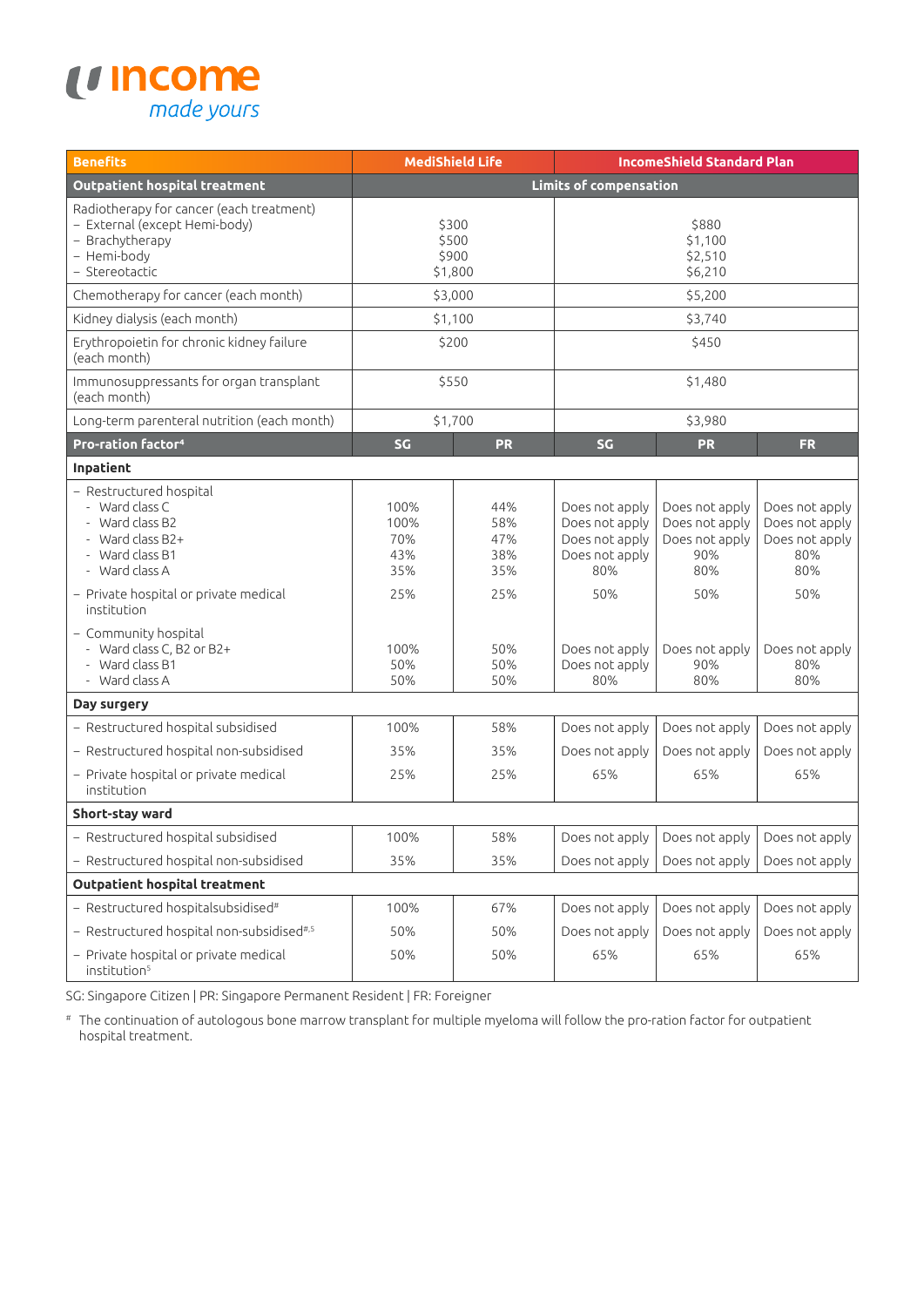| Benefits | MediShield Life | | IncomeShield Standard Plan | | |
|---|---|---|---|---|---|
| **Outpatient hospital treatment** | **Limits of compensation** | | | | |
| Radiotherapy for cancer (each treatment)<br>– External (except Hemi-body)<br>– Brachytherapy<br>– Hemi-body<br>– Stereotactic | $300<br>$500<br>$900<br>$1,800 | | $880<br>$1,100<br>$2,510<br>$6,210 | | |
| Chemotherapy for cancer (each month) | $3,000 | | $5,200 | | |
| Kidney dialysis (each month) | $1,100 | | $3,740 | | |
| Erythropoietin for chronic kidney failure (each month) | $200 | | $450 | | |
| Immunosuppressants for organ transplant (each month) | $550 | | $1,480 | | |
| Long-term parenteral nutrition (each month) | $1,700 | | $3,980 | | |
| **Pro-ration factor[4]** | **SG** | **PR** | **SG** | **PR** | **FR** |
| **Inpatient** | | | | | |
| – Restructured hospital | | | | | |
| - Ward class C | 100% | 44% | Does not apply | Does not apply | Does not apply |
| - Ward class B2 | 100% | 58% | Does not apply | Does not apply | Does not apply |
| - Ward class B2+ | 70% | 47% | Does not apply | Does not apply | Does not apply |
| - Ward class B1 | 43% | 38% | Does not apply | 90% | 80% |
| - Ward class A | 35% | 35% | 80% | 80% | 80% |
| – Private hospital or private medical institution | 25% | 25% | 50% | 50% | 50% |
| – Community hospital | | | | | |
| - Ward class C, B2 or B2+ | 100% | 50% | Does not apply | Does not apply | Does not apply |
| - Ward class B1 | 50% | 50% | Does not apply | 90% | 80% |
| - Ward class A | 50% | 50% | 80% | 80% | 80% |
| **Day surgery** | | | | | |
| – Restructured hospital subsidised | 100% | 58% | Does not apply | Does not apply | Does not apply |
| – Restructured hospital non-subsidised | 35% | 35% | Does not apply | Does not apply | Does not apply |
| – Private hospital or private medical institution | 25% | 25% | 65% | 65% | 65% |
| **Short-stay ward** | | | | | |
| – Restructured hospital subsidised | 100% | 58% | Does not apply | Does not apply | Does not apply |
| – Restructured hospital non-subsidised | 35% | 35% | Does not apply | Does not apply | Does not apply |
| **Outpatient hospital treatment** | | | | | |
| – Restructured hospitalsubsidised[#] | 100% | 67% | Does not apply | Does not apply | Does not apply |
| – Restructured hospital non-subsidised[#,5] | 50% | 50% | Does not apply | Does not apply | Does not apply |
| – Private hospital or private medical institution[5] | 50% | 50% | 65% | 65% | 65% |

SG: Singapore Citizen | PR: Singapore Permanent Resident | FR: Foreigner

[#] The continuation of autologous bone marrow transplant for multiple myeloma will follow the pro-ration factor for outpatient hospital treatment.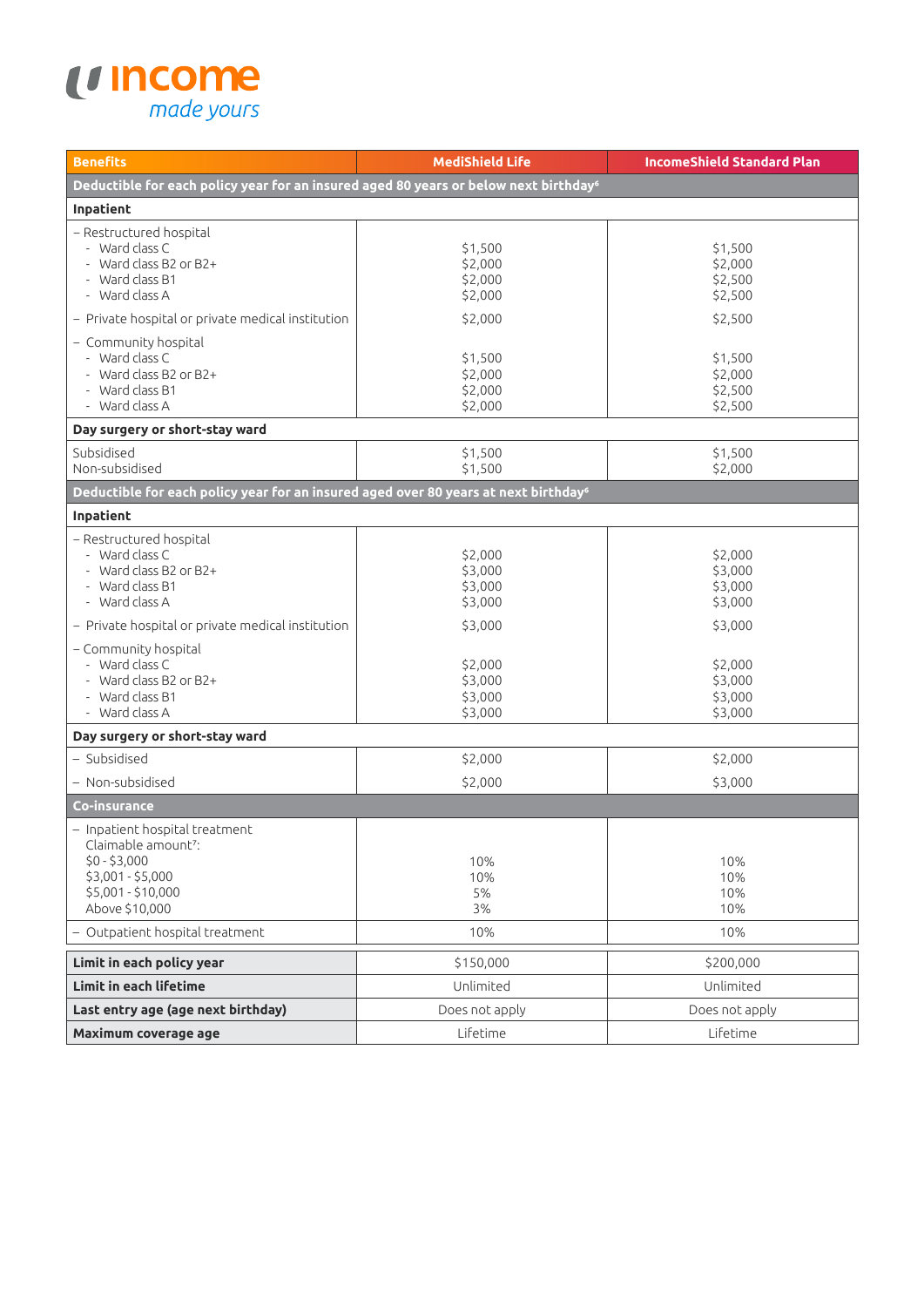income made yours

| Benefits | MediShield Life | IncomeShield Standard Plan |
|---|---|---|
| **Deductible for each policy year for an insured aged 80 years or below next birthday[6]** | | |
| **Inpatient** | | |
| – Restructured hospital | | |
| - Ward class C | $1,500 | $1,500 |
| - Ward class B2 or B2+ | $2,000 | $2,000 |
| - Ward class B1 | $2,000 | $2,500 |
| - Ward class A | $2,000 | $2,500 |
| – Private hospital or private medical institution | $2,000 | $2,500 |
| – Community hospital | | |
| - Ward class C | $1,500 | $1,500 |
| - Ward class B2 or B2+ | $2,000 | $2,000 |
| - Ward class B1 | $2,000 | $2,500 |
| - Ward class A | $2,000 | $2,500 |
| **Day surgery or short-stay ward** | | |
| Subsidised | $1,500 | $1,500 |
| Non-subsidised | $1,500 | $2,000 |
| **Deductible for each policy year for an insured aged over 80 years at next birthday[6]** | | |
| **Inpatient** | | |
| – Restructured hospital | | |
| - Ward class C | $2,000 | $2,000 |
| - Ward class B2 or B2+ | $3,000 | $3,000 |
| - Ward class B1 | $3,000 | $3,000 |
| - Ward class A | $3,000 | $3,000 |
| – Private hospital or private medical institution | $3,000 | $3,000 |
| – Community hospital | | |
| - Ward class C | $2,000 | $2,000 |
| - Ward class B2 or B2+ | $3,000 | $3,000 |
| - Ward class B1 | $3,000 | $3,000 |
| - Ward class A | $3,000 | $3,000 |
| **Day surgery or short-stay ward** | | |
| – Subsidised | $2,000 | $2,000 |
| – Non-subsidised | $2,000 | $3,000 |
| **Co-insurance** | | |
| – Inpatient hospital treatment Claimable amount[7]: | | |
| $0 - $3,000 | 10% | 10% |
| $3,001 - $5,000 | 10% | 10% |
| $5,001 - $10,000 | 5% | 10% |
| Above $10,000 | 3% | 10% |
| – Outpatient hospital treatment | 10% | 10% |
| **Limit in each policy year** | $150,000 | $200,000 |
| **Limit in each lifetime** | Unlimited | Unlimited |
| **Last entry age (age next birthday)** | Does not apply | Does not apply |
| **Maximum coverage age** | Lifetime | Lifetime |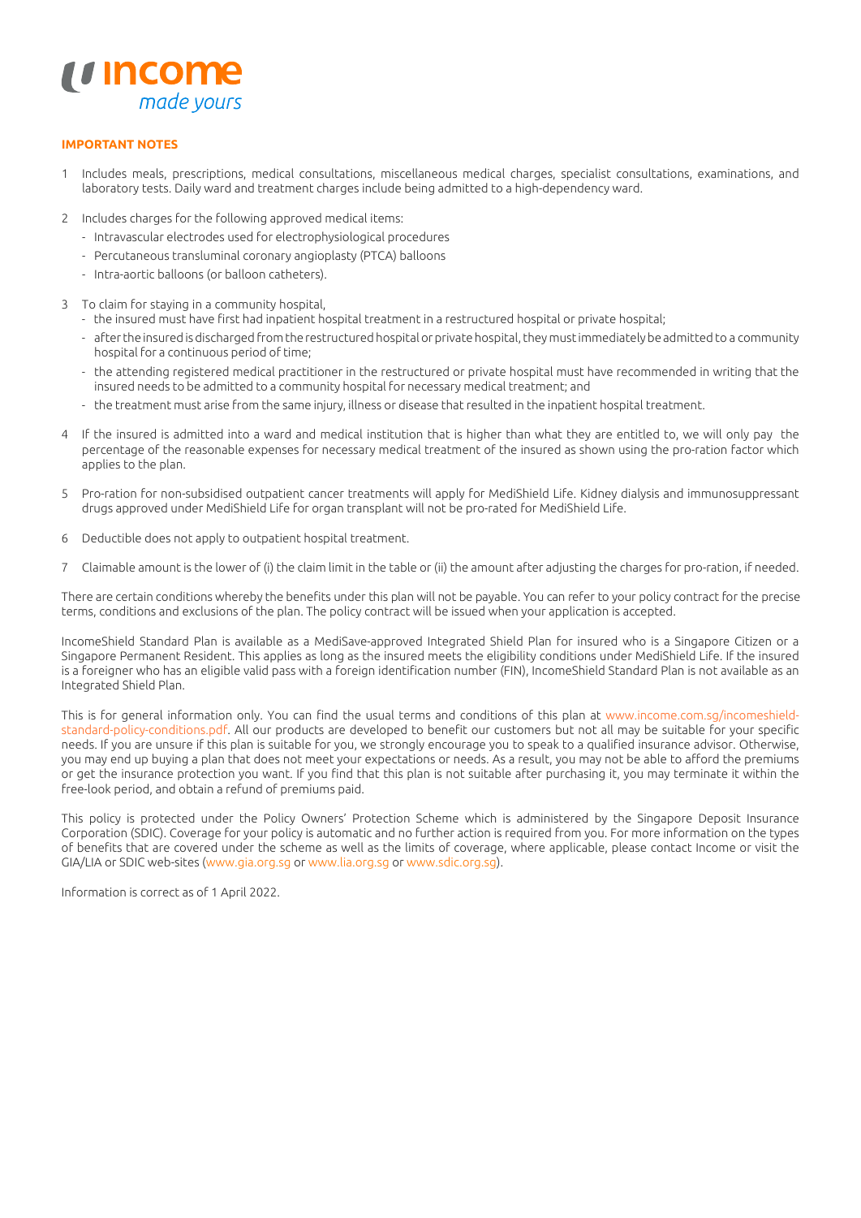**IMPORTANT NOTES**

1 Includes meals, prescriptions, medical consultations, miscellaneous medical charges, specialist consultations, examinations, and laboratory tests. Daily ward and treatment charges include being admitted to a high-dependency ward.

2 Includes charges for the following approved medical items:
   - Intravascular electrodes used for electrophysiological procedures
   - Percutaneous transluminal coronary angioplasty (PTCA) balloons
   - Intra-aortic balloons (or balloon catheters).

3 To claim for staying in a community hospital,
   - the insured must have first had inpatient hospital treatment in a restructured hospital or private hospital;
   - after the insured is discharged from the restructured hospital or private hospital, they must immediately be admitted to a community hospital for a continuous period of time;
   - the attending registered medical practitioner in the restructured or private hospital must have recommended in writing that the insured needs to be admitted to a community hospital for necessary medical treatment; and
   - the treatment must arise from the same injury, illness or disease that resulted in the inpatient hospital treatment.

4 If the insured is admitted into a ward and medical institution that is higher than what they are entitled to, we will only pay the percentage of the reasonable expenses for necessary medical treatment of the insured as shown using the pro-ration factor which applies to the plan.

5 Pro-ration for non-subsidised outpatient cancer treatments will apply for MediShield Life. Kidney dialysis and immunosuppressant drugs approved under MediShield Life for organ transplant will not be pro-rated for MediShield Life.

6 Deductible does not apply to outpatient hospital treatment.

7 Claimable amount is the lower of (i) the claim limit in the table or (ii) the amount after adjusting the charges for pro-ration, if needed.

There are certain conditions whereby the benefits under this plan will not be payable. You can refer to your policy contract for the precise terms, conditions and exclusions of the plan. The policy contract will be issued when your application is accepted.

IncomeShield Standard Plan is available as a MediSave-approved Integrated Shield Plan for insured who is a Singapore Citizen or a Singapore Permanent Resident. This applies as long as the insured meets the eligibility conditions under MediShield Life. If the insured is a foreigner who has an eligible valid pass with a foreign identification number (FIN), IncomeShield Standard Plan is not available as an Integrated Shield Plan.

This is for general information only. You can find the usual terms and conditions of this plan at www.income.com.sg/incomeshield-standard-policy-conditions.pdf. All our products are developed to benefit our customers but not all may be suitable for your specific needs. If you are unsure if this plan is suitable for you, we strongly encourage you to speak to a qualified insurance advisor. Otherwise, you may end up buying a plan that does not meet your expectations or needs. As a result, you may not be able to afford the premiums or get the insurance protection you want. If you find that this plan is not suitable after purchasing it, you may terminate it within the free-look period, and obtain a refund of premiums paid.

This policy is protected under the Policy Owners' Protection Scheme which is administered by the Singapore Deposit Insurance Corporation (SDIC). Coverage for your policy is automatic and no further action is required from you. For more information on the types of benefits that are covered under the scheme as well as the limits of coverage, where applicable, please contact Income or visit the GIA/LIA or SDIC web-sites (www.gia.org.sg or www.lia.org.sg or www.sdic.org.sg).

Information is correct as of 1 April 2022.